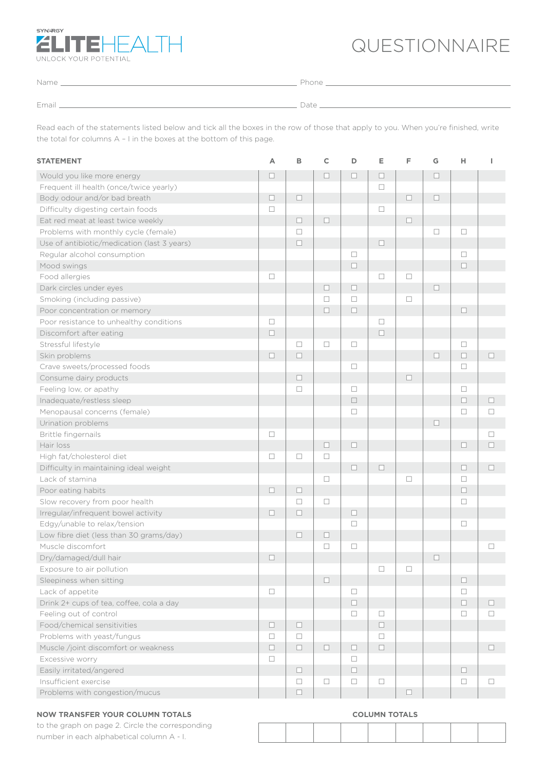**SYNERGY ELITEHEALTH**
UNLOCK YOUR POTENTIAL

# QUESTIONNAIRE

Name ______________________________ Phone ______________________________

Email ______________________________ Date ______________________________

Read each of the statements listed below and tick all the boxes in the row of those that apply to you. When you're finished, write the total for columns A – I in the boxes at the bottom of this page.

| STATEMENT | A | B | C | D | E | F | G | H | I |
|---|---|---|---|---|---|---|---|---|---|
| Would you like more energy | ☐ | | ☐ | ☐ | ☐ | | ☐ | | |
| Frequent ill health (once/twice yearly) | | | | | ☐ | | | | |
| Body odour and/or bad breath | ☐ | ☐ | | | | ☐ | ☐ | | |
| Difficulty digesting certain foods | ☐ | | | | ☐ | | | | |
| Eat red meat at least twice weekly | | ☐ | ☐ | | | ☐ | | | |
| Problems with monthly cycle (female) | | ☐ | | | | | ☐ | ☐ | |
| Use of antibiotic/medication (last 3 years) | | ☐ | | | ☐ | | | | |
| Regular alcohol consumption | | | | ☐ | | | | ☐ | |
| Mood swings | | | | ☐ | | | | ☐ | |
| Food allergies | ☐ | | | | ☐ | ☐ | | | |
| Dark circles under eyes | | | ☐ | ☐ | | | ☐ | | |
| Smoking (including passive) | | | ☐ | ☐ | | ☐ | | | |
| Poor concentration or memory | | | ☐ | ☐ | | | | ☐ | |
| Poor resistance to unhealthy conditions | ☐ | | | | ☐ | | | | |
| Discomfort after eating | ☐ | | | | ☐ | | | | |
| Stressful lifestyle | | ☐ | ☐ | ☐ | | | | ☐ | |
| Skin problems | ☐ | ☐ | | | | | ☐ | ☐ | ☐ |
| Crave sweets/processed foods | | | | ☐ | | | | ☐ | |
| Consume dairy products | | ☐ | | | | ☐ | | | |
| Feeling low, or apathy | | ☐ | | ☐ | | | | ☐ | |
| Inadequate/restless sleep | | | | ☐ | | | | ☐ | ☐ |
| Menopausal concerns (female) | | | | ☐ | | | | ☐ | ☐ |
| Urination problems | | | | | | | ☐ | | |
| Brittle fingernails | ☐ | | | | | | | | ☐ |
| Hair loss | | | ☐ | ☐ | | | | ☐ | ☐ |
| High fat/cholesterol diet | ☐ | ☐ | ☐ | | | | | | |
| Difficulty in maintaining ideal weight | | | | ☐ | ☐ | | | ☐ | ☐ |
| Lack of stamina | | | ☐ | | | ☐ | | ☐ | |
| Poor eating habits | ☐ | ☐ | | | | | | ☐ | |
| Slow recovery from poor health | | ☐ | ☐ | | | | | ☐ | |
| Irregular/infrequent bowel activity | ☐ | ☐ | | ☐ | | | | | |
| Edgy/unable to relax/tension | | | | ☐ | | | | ☐ | |
| Low fibre diet (less than 30 grams/day) | | ☐ | ☐ | | | | | | |
| Muscle discomfort | | | ☐ | ☐ | | | | | ☐ |
| Dry/damaged/dull hair | ☐ | | | | | | ☐ | | |
| Exposure to air pollution | | | | | ☐ | ☐ | | | |
| Sleepiness when sitting | | | ☐ | | | | | ☐ | |
| Lack of appetite | ☐ | | | ☐ | | | | ☐ | |
| Drink 2+ cups of tea, coffee, cola a day | | | | ☐ | | | | ☐ | ☐ |
| Feeling out of control | | | | ☐ | ☐ | | | ☐ | ☐ |
| Food/chemical sensitivities | ☐ | ☐ | | | ☐ | | | | |
| Problems with yeast/fungus | ☐ | ☐ | | | ☐ | | | | |
| Muscle /joint discomfort or weakness | ☐ | ☐ | ☐ | ☐ | ☐ | | | | ☐ |
| Excessive worry | ☐ | | | ☐ | | | | | |
| Easily irritated/angered | | ☐ | | ☐ | | | | ☐ | |
| Insufficient exercise | | ☐ | ☐ | ☐ | ☐ | | | ☐ | ☐ |
| Problems with congestion/mucus | | ☐ | | | | ☐ | | | |

**NOW TRANSFER YOUR COLUMN TOTALS**
to the graph on page 2. Circle the corresponding number in each alphabetical column A - I.

**COLUMN TOTALS**

| | | | | | | | | |
|---|---|---|---|---|---|---|---|---|
| | | | | | | | | |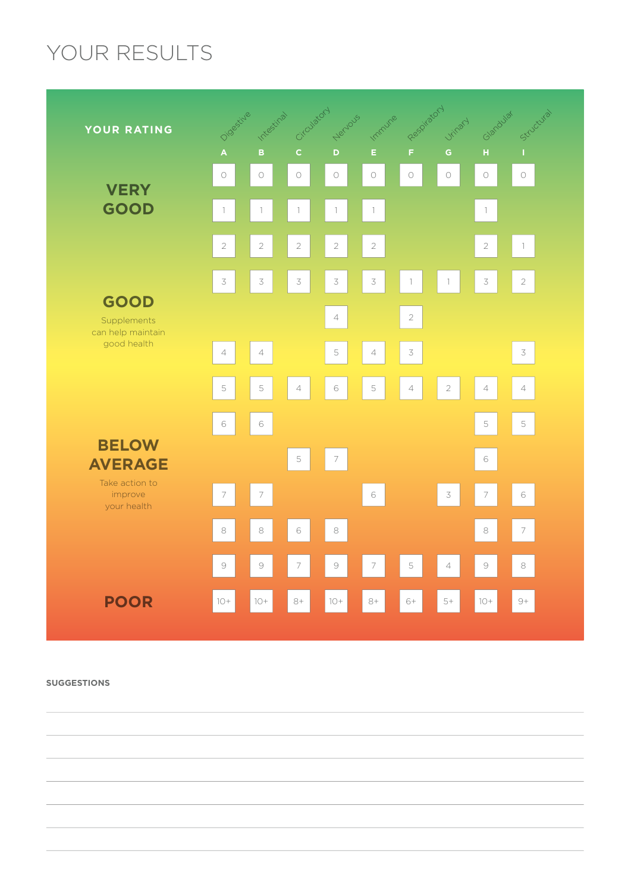# YOUR RESULTS

| YOUR RATING | Digestive A | Intestinal B | Circulatory C | Nervous D | Immune E | Respiratory F | Urinary G | Glandular H | Structural I |
|---|---|---|---|---|---|---|---|---|---|
| | 0 | 0 | 0 | 0 | 0 | 0 | 0 | 0 | 0 |
| **VERY GOOD** | 1 | 1 | 1 | 1 | 1 | | | 1 | |
| | 2 | 2 | 2 | 2 | 2 | | | 2 | 1 |
| | 3 | 3 | 3 | 3 | 3 | 1 | 1 | 3 | 2 |
| **GOOD** Supplements can help maintain good health | | | | 4 | | 2 | | | |
| | 4 | 4 | | 5 | 4 | 3 | | | 3 |
| | 5 | 5 | 4 | 6 | 5 | 4 | 2 | 4 | 4 |
| | 6 | 6 | | | | | | 5 | 5 |
| **BELOW AVERAGE** Take action to improve your health | | | 5 | 7 | | | | 6 | |
| | 7 | 7 | | | 6 | | 3 | 7 | 6 |
| | 8 | 8 | 6 | 8 | | | | 8 | 7 |
| | 9 | 9 | 7 | 9 | 7 | 5 | 4 | 9 | 8 |
| **POOR** | 10+ | 10+ | 8+ | 10+ | 8+ | 6+ | 5+ | 10+ | 9+ |

**SUGGESTIONS**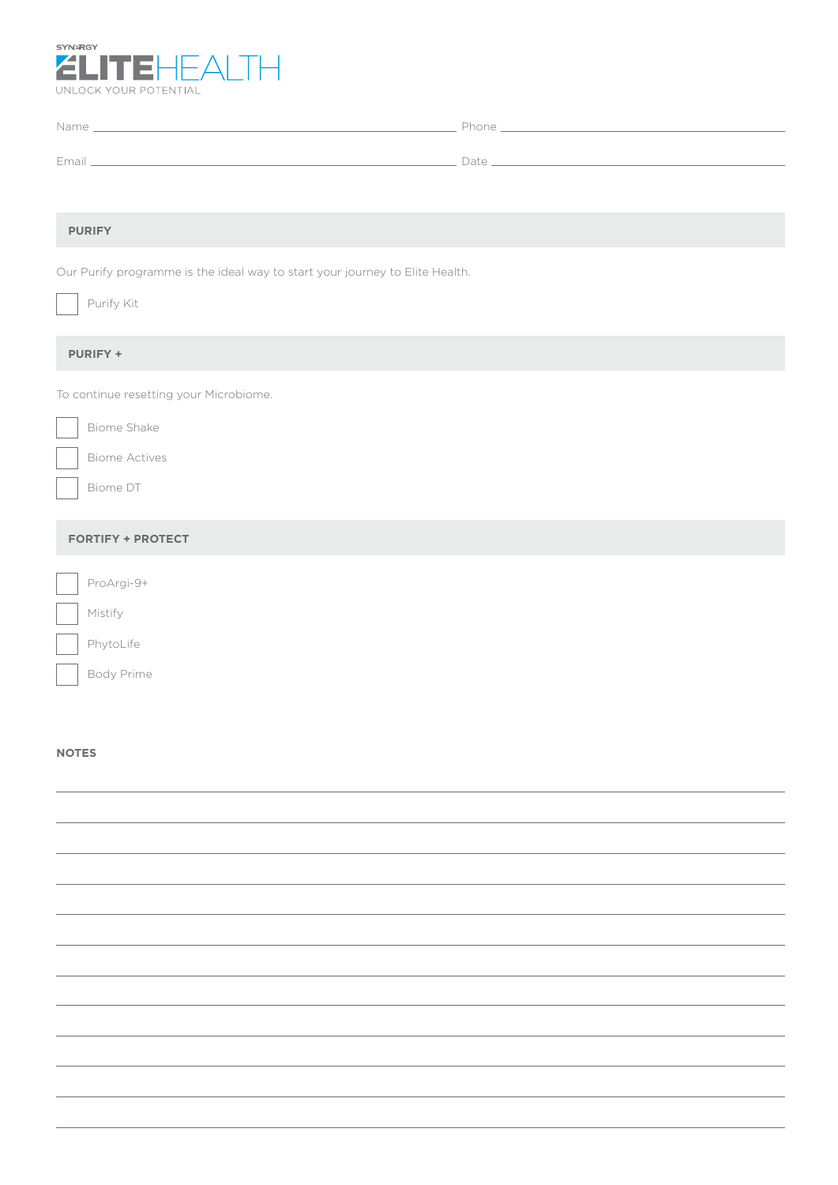SYNERGY

# ELITEHEALTH

UNLOCK YOUR POTENTIAL

Name ______________________________ Phone ______________________________

Email ______________________________ Date ______________________________

## PURIFY

Our Purify programme is the ideal way to start your journey to Elite Health.

- [ ] Purify Kit

## PURIFY +

To continue resetting your Microbiome.

- [ ] Biome Shake
- [ ] Biome Actives
- [ ] Biome DT

## FORTIFY + PROTECT

- [ ] ProArgi-9+
- [ ] Mistify
- [ ] PhytoLife
- [ ] Body Prime

## NOTES

______________________________

______________________________

______________________________

______________________________

______________________________

______________________________

______________________________

______________________________

______________________________

______________________________

______________________________

______________________________